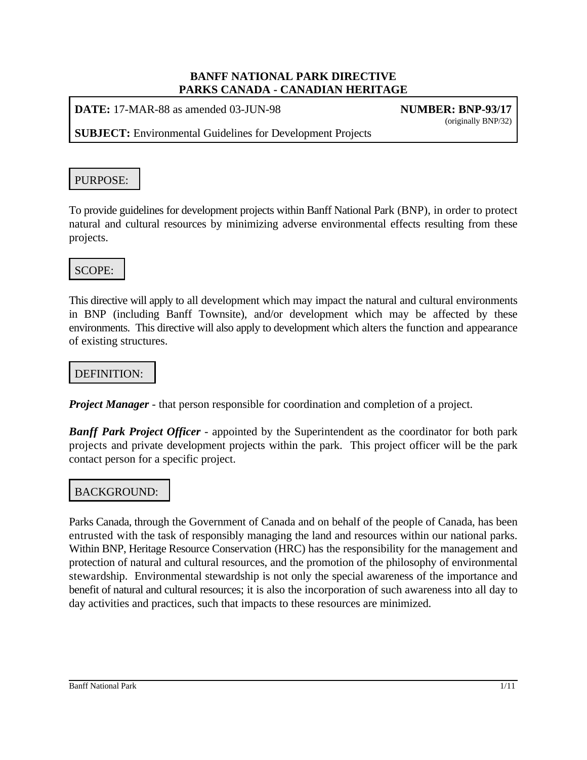**BANFF NATIONAL PARK DIRECTIVE**
**PARKS CANADA - CANADIAN HERITAGE**

**DATE:** 17-MAR-88 as amended 03-JUN-98 **NUMBER: BNP-93/17** (originally BNP/32)

**SUBJECT:** Environmental Guidelines for Development Projects

## PURPOSE:

To provide guidelines for development projects within Banff National Park (BNP), in order to protect natural and cultural resources by minimizing adverse environmental effects resulting from these projects.

## SCOPE:

This directive will apply to all development which may impact the natural and cultural environments in BNP (including Banff Townsite), and/or development which may be affected by these environments. This directive will also apply to development which alters the function and appearance of existing structures.

## DEFINITION:

***Project Manager*** - that person responsible for coordination and completion of a project.

***Banff Park Project Officer*** - appointed by the Superintendent as the coordinator for both park projects and private development projects within the park. This project officer will be the park contact person for a specific project.

## BACKGROUND:

Parks Canada, through the Government of Canada and on behalf of the people of Canada, has been entrusted with the task of responsibly managing the land and resources within our national parks. Within BNP, Heritage Resource Conservation (HRC) has the responsibility for the management and protection of natural and cultural resources, and the promotion of the philosophy of environmental stewardship. Environmental stewardship is not only the special awareness of the importance and benefit of natural and cultural resources; it is also the incorporation of such awareness into all day to day activities and practices, such that impacts to these resources are minimized.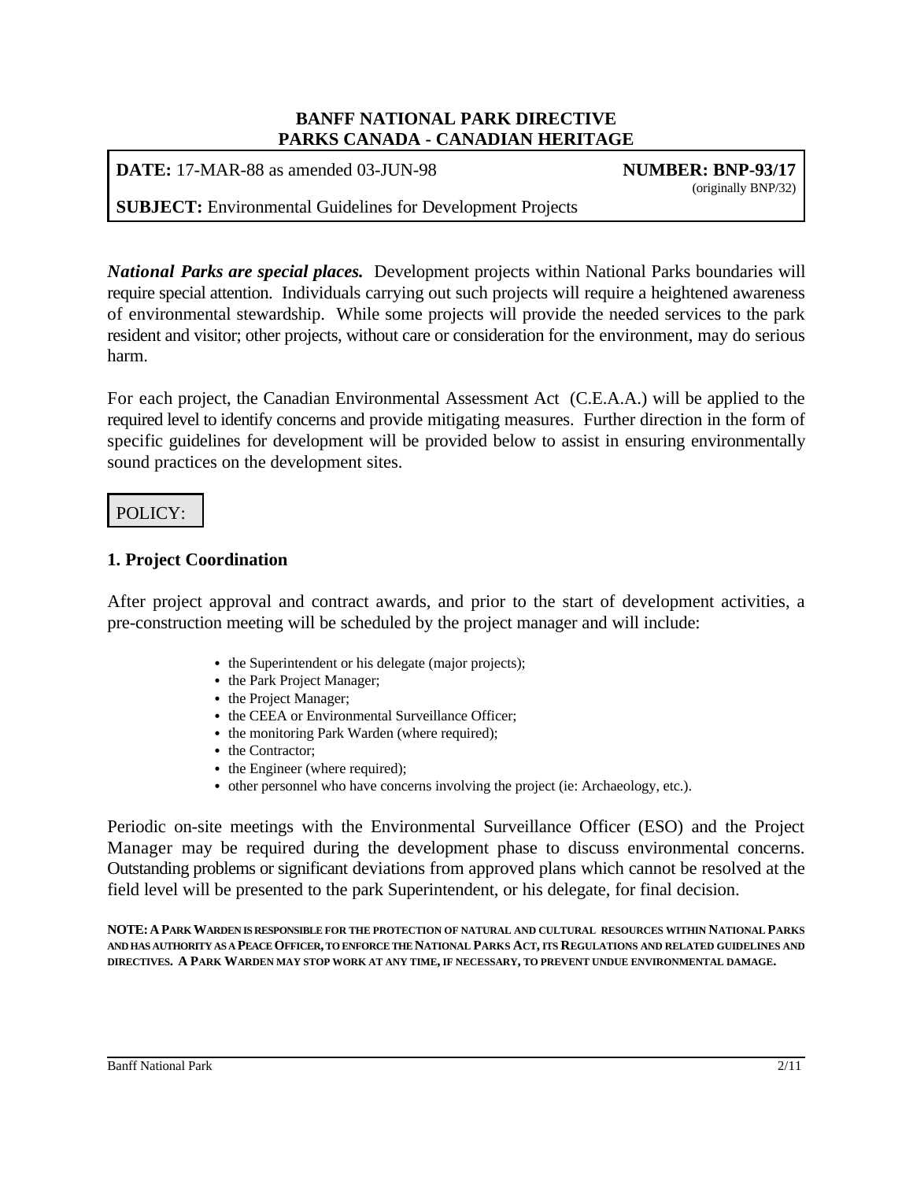**BANFF NATIONAL PARK DIRECTIVE**
**PARKS CANADA - CANADIAN HERITAGE**

**DATE:** 17-MAR-88 as amended 03-JUN-98 **NUMBER: BNP-93/17**
(originally BNP/32)

**SUBJECT:** Environmental Guidelines for Development Projects

***National Parks are special places.*** Development projects within National Parks boundaries will require special attention. Individuals carrying out such projects will require a heightened awareness of environmental stewardship. While some projects will provide the needed services to the park resident and visitor; other projects, without care or consideration for the environment, may do serious harm.

For each project, the Canadian Environmental Assessment Act (C.E.A.A.) will be applied to the required level to identify concerns and provide mitigating measures. Further direction in the form of specific guidelines for development will be provided below to assist in ensuring environmentally sound practices on the development sites.

POLICY:

### 1. Project Coordination

After project approval and contract awards, and prior to the start of development activities, a pre-construction meeting will be scheduled by the project manager and will include:

- the Superintendent or his delegate (major projects);
- the Park Project Manager;
- the Project Manager;
- the CEEA or Environmental Surveillance Officer;
- the monitoring Park Warden (where required);
- the Contractor;
- the Engineer (where required);
- other personnel who have concerns involving the project (ie: Archaeology, etc.).

Periodic on-site meetings with the Environmental Surveillance Officer (ESO) and the Project Manager may be required during the development phase to discuss environmental concerns. Outstanding problems or significant deviations from approved plans which cannot be resolved at the field level will be presented to the park Superintendent, or his delegate, for final decision.

**NOTE: A PARK WARDEN IS RESPONSIBLE FOR THE PROTECTION OF NATURAL AND CULTURAL RESOURCES WITHIN NATIONAL PARKS AND HAS AUTHORITY AS A PEACE OFFICER, TO ENFORCE THE NATIONAL PARKS ACT, ITS REGULATIONS AND RELATED GUIDELINES AND DIRECTIVES. A PARK WARDEN MAY STOP WORK AT ANY TIME, IF NECESSARY, TO PREVENT UNDUE ENVIRONMENTAL DAMAGE.**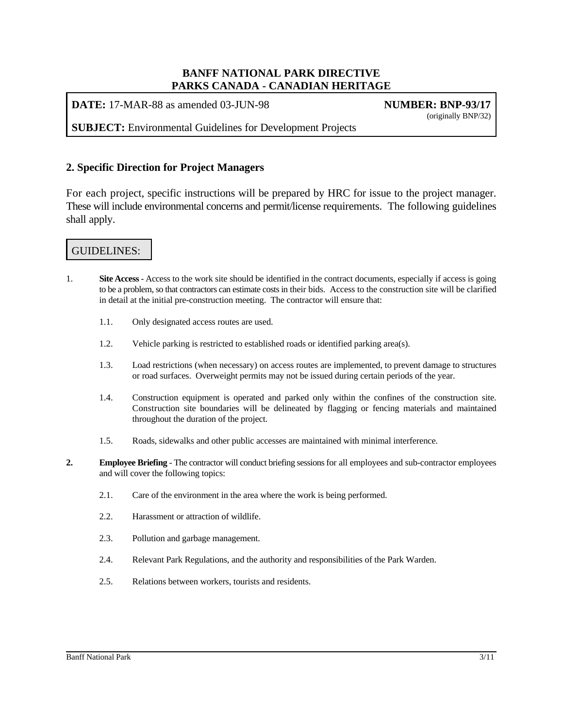**BANFF NATIONAL PARK DIRECTIVE**
**PARKS CANADA - CANADIAN HERITAGE**

**DATE:** 17-MAR-88 as amended 03-JUN-98 **NUMBER: BNP-93/17**
(originally BNP/32)

**SUBJECT:** Environmental Guidelines for Development Projects

## 2. Specific Direction for Project Managers

For each project, specific instructions will be prepared by HRC for issue to the project manager. These will include environmental concerns and permit/license requirements. The following guidelines shall apply.

GUIDELINES:

1. **Site Access** - Access to the work site should be identified in the contract documents, especially if access is going to be a problem, so that contractors can estimate costs in their bids. Access to the construction site will be clarified in detail at the initial pre-construction meeting. The contractor will ensure that:

   1.1. Only designated access routes are used.

   1.2. Vehicle parking is restricted to established roads or identified parking area(s).

   1.3. Load restrictions (when necessary) on access routes are implemented, to prevent damage to structures or road surfaces. Overweight permits may not be issued during certain periods of the year.

   1.4. Construction equipment is operated and parked only within the confines of the construction site. Construction site boundaries will be delineated by flagging or fencing materials and maintained throughout the duration of the project.

   1.5. Roads, sidewalks and other public accesses are maintained with minimal interference.

2. **Employee Briefing** - The contractor will conduct briefing sessions for all employees and sub-contractor employees and will cover the following topics:

   2.1. Care of the environment in the area where the work is being performed.

   2.2. Harassment or attraction of wildlife.

   2.3. Pollution and garbage management.

   2.4. Relevant Park Regulations, and the authority and responsibilities of the Park Warden.

   2.5. Relations between workers, tourists and residents.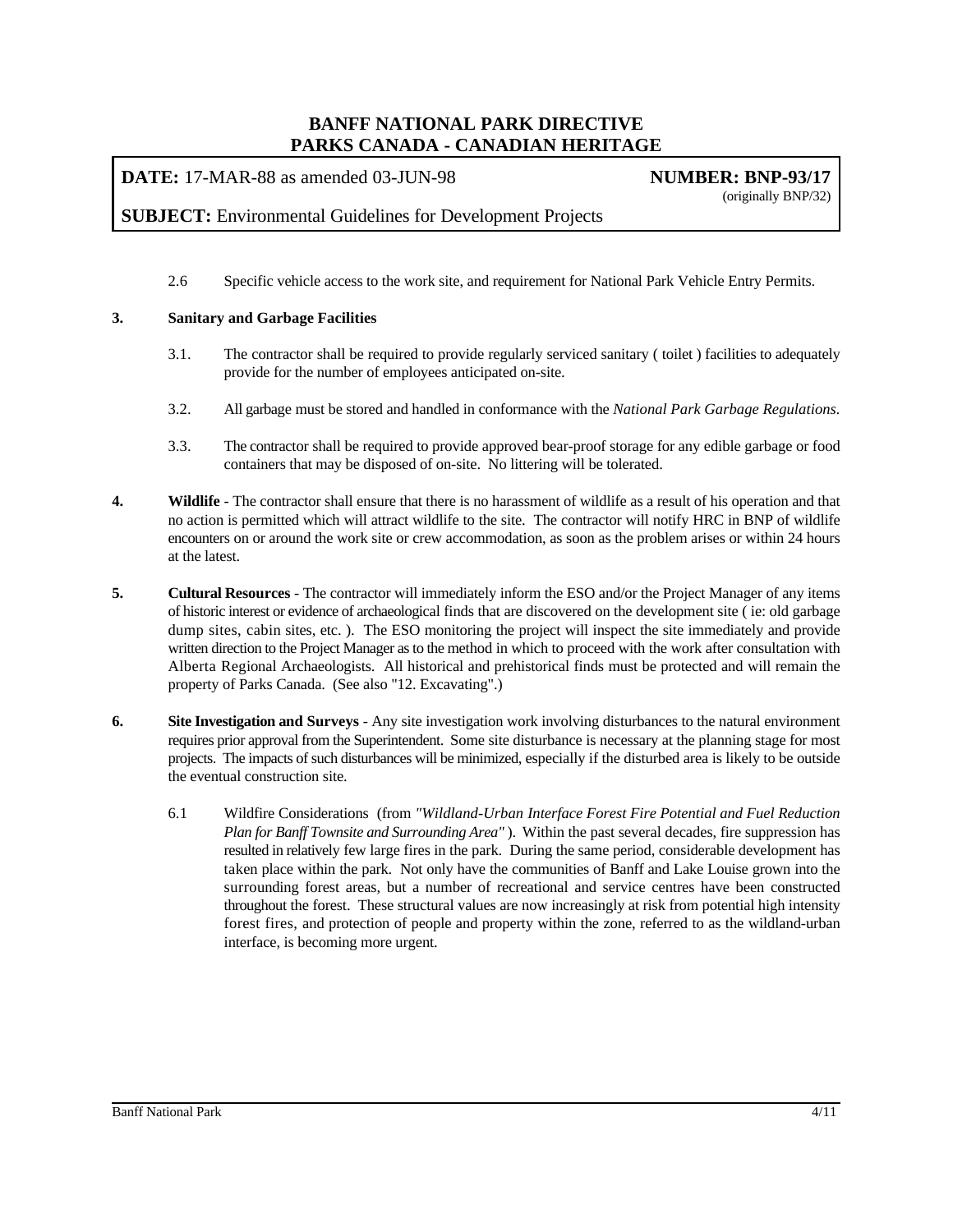2.6 Specific vehicle access to the work site, and requirement for National Park Vehicle Entry Permits.

**3. Sanitary and Garbage Facilities**

3.1. The contractor shall be required to provide regularly serviced sanitary ( toilet ) facilities to adequately provide for the number of employees anticipated on-site.

3.2. All garbage must be stored and handled in conformance with the *National Park Garbage Regulations*.

3.3. The contractor shall be required to provide approved bear-proof storage for any edible garbage or food containers that may be disposed of on-site. No littering will be tolerated.

**4. Wildlife** - The contractor shall ensure that there is no harassment of wildlife as a result of his operation and that no action is permitted which will attract wildlife to the site. The contractor will notify HRC in BNP of wildlife encounters on or around the work site or crew accommodation, as soon as the problem arises or within 24 hours at the latest.

**5. Cultural Resources** - The contractor will immediately inform the ESO and/or the Project Manager of any items of historic interest or evidence of archaeological finds that are discovered on the development site ( ie: old garbage dump sites, cabin sites, etc. ). The ESO monitoring the project will inspect the site immediately and provide written direction to the Project Manager as to the method in which to proceed with the work after consultation with Alberta Regional Archaeologists. All historical and prehistorical finds must be protected and will remain the property of Parks Canada. (See also "12. Excavating".)

**6. Site Investigation and Surveys** - Any site investigation work involving disturbances to the natural environment requires prior approval from the Superintendent. Some site disturbance is necessary at the planning stage for most projects. The impacts of such disturbances will be minimized, especially if the disturbed area is likely to be outside the eventual construction site.

6.1 Wildfire Considerations (from *"Wildland-Urban Interface Forest Fire Potential and Fuel Reduction Plan for Banff Townsite and Surrounding Area"* ). Within the past several decades, fire suppression has resulted in relatively few large fires in the park. During the same period, considerable development has taken place within the park. Not only have the communities of Banff and Lake Louise grown into the surrounding forest areas, but a number of recreational and service centres have been constructed throughout the forest. These structural values are now increasingly at risk from potential high intensity forest fires, and protection of people and property within the zone, referred to as the wildland-urban interface, is becoming more urgent.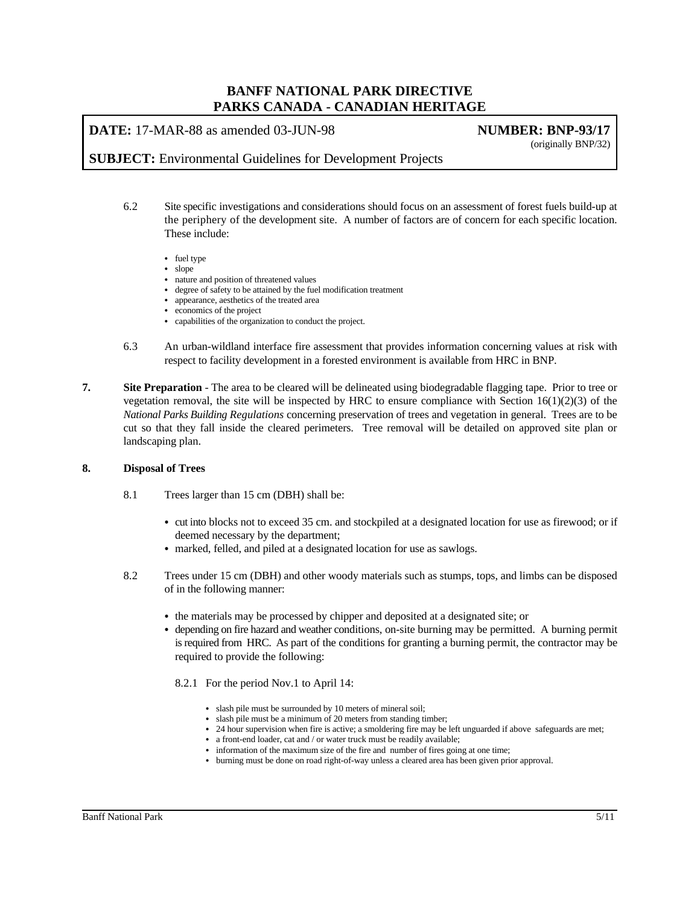6.2 Site specific investigations and considerations should focus on an assessment of forest fuels build-up at the periphery of the development site. A number of factors are of concern for each specific location. These include:

- fuel type
- slope
- nature and position of threatened values
- degree of safety to be attained by the fuel modification treatment
- appearance, aesthetics of the treated area
- economics of the project
- capabilities of the organization to conduct the project.

6.3 An urban-wildland interface fire assessment that provides information concerning values at risk with respect to facility development in a forested environment is available from HRC in BNP.

**7. Site Preparation** - The area to be cleared will be delineated using biodegradable flagging tape. Prior to tree or vegetation removal, the site will be inspected by HRC to ensure compliance with Section 16(1)(2)(3) of the *National Parks Building Regulations* concerning preservation of trees and vegetation in general. Trees are to be cut so that they fall inside the cleared perimeters. Tree removal will be detailed on approved site plan or landscaping plan.

**8. Disposal of Trees**

8.1 Trees larger than 15 cm (DBH) shall be:

- cut into blocks not to exceed 35 cm. and stockpiled at a designated location for use as firewood; or if deemed necessary by the department;
- marked, felled, and piled at a designated location for use as sawlogs.

8.2 Trees under 15 cm (DBH) and other woody materials such as stumps, tops, and limbs can be disposed of in the following manner:

- the materials may be processed by chipper and deposited at a designated site; or
- depending on fire hazard and weather conditions, on-site burning may be permitted. A burning permit is required from HRC. As part of the conditions for granting a burning permit, the contractor may be required to provide the following:

8.2.1 For the period Nov.1 to April 14:

- slash pile must be surrounded by 10 meters of mineral soil;
- slash pile must be a minimum of 20 meters from standing timber;
- 24 hour supervision when fire is active; a smoldering fire may be left unguarded if above safeguards are met;
- a front-end loader, cat and / or water truck must be readily available;
- information of the maximum size of the fire and number of fires going at one time;
- burning must be done on road right-of-way unless a cleared area has been given prior approval.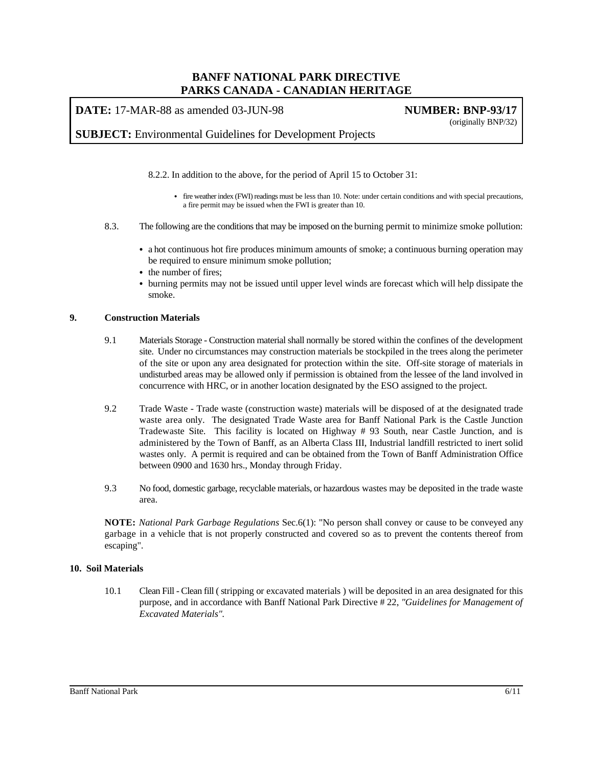8.2.2. In addition to the above, for the period of April 15 to October 31:

- fire weather index (FWI) readings must be less than 10. Note: under certain conditions and with special precautions, a fire permit may be issued when the FWI is greater than 10.

8.3. The following are the conditions that may be imposed on the burning permit to minimize smoke pollution:

- a hot continuous hot fire produces minimum amounts of smoke; a continuous burning operation may be required to ensure minimum smoke pollution;
- the number of fires;
- burning permits may not be issued until upper level winds are forecast which will help dissipate the smoke.

## 9. Construction Materials

9.1 Materials Storage - Construction material shall normally be stored within the confines of the development site. Under no circumstances may construction materials be stockpiled in the trees along the perimeter of the site or upon any area designated for protection within the site. Off-site storage of materials in undisturbed areas may be allowed only if permission is obtained from the lessee of the land involved in concurrence with HRC, or in another location designated by the ESO assigned to the project.

9.2 Trade Waste - Trade waste (construction waste) materials will be disposed of at the designated trade waste area only. The designated Trade Waste area for Banff National Park is the Castle Junction Tradewaste Site. This facility is located on Highway # 93 South, near Castle Junction, and is administered by the Town of Banff, as an Alberta Class III, Industrial landfill restricted to inert solid wastes only. A permit is required and can be obtained from the Town of Banff Administration Office between 0900 and 1630 hrs., Monday through Friday.

9.3 No food, domestic garbage, recyclable materials, or hazardous wastes may be deposited in the trade waste area.

**NOTE:** *National Park Garbage Regulations* Sec.6(1): "No person shall convey or cause to be conveyed any garbage in a vehicle that is not properly constructed and covered so as to prevent the contents thereof from escaping".

## 10. Soil Materials

10.1 Clean Fill - Clean fill ( stripping or excavated materials ) will be deposited in an area designated for this purpose, and in accordance with Banff National Park Directive # 22, *"Guidelines for Management of Excavated Materials".*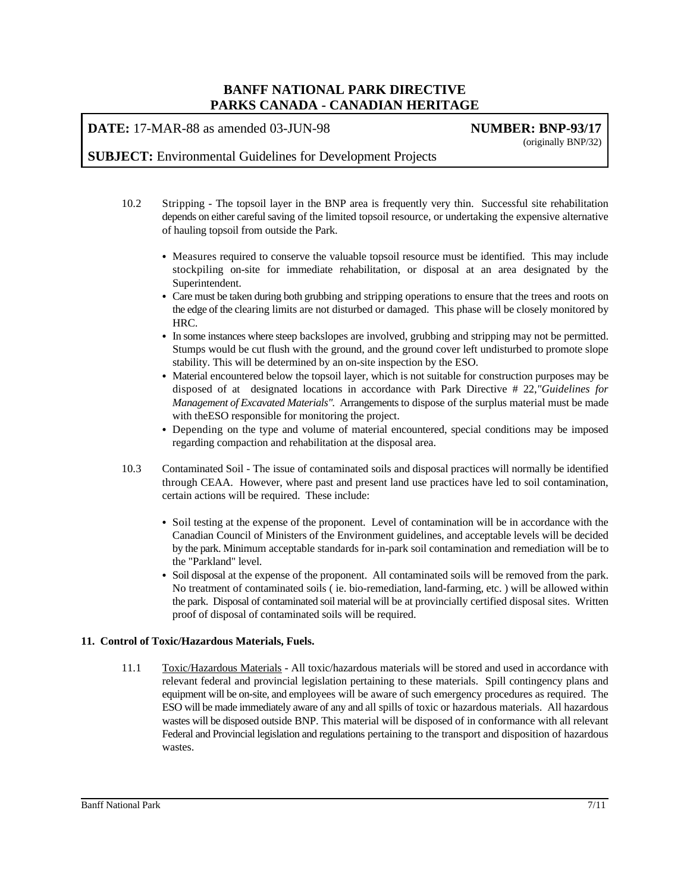10.2 Stripping - The topsoil layer in the BNP area is frequently very thin. Successful site rehabilitation depends on either careful saving of the limited topsoil resource, or undertaking the expensive alternative of hauling topsoil from outside the Park.

- Measures required to conserve the valuable topsoil resource must be identified. This may include stockpiling on-site for immediate rehabilitation, or disposal at an area designated by the Superintendent.
- Care must be taken during both grubbing and stripping operations to ensure that the trees and roots on the edge of the clearing limits are not disturbed or damaged. This phase will be closely monitored by HRC.
- In some instances where steep backslopes are involved, grubbing and stripping may not be permitted. Stumps would be cut flush with the ground, and the ground cover left undisturbed to promote slope stability. This will be determined by an on-site inspection by the ESO.
- Material encountered below the topsoil layer, which is not suitable for construction purposes may be disposed of at designated locations in accordance with Park Directive # 22,*"Guidelines for Management of Excavated Materials"*. Arrangements to dispose of the surplus material must be made with theESO responsible for monitoring the project.
- Depending on the type and volume of material encountered, special conditions may be imposed regarding compaction and rehabilitation at the disposal area.

10.3 Contaminated Soil - The issue of contaminated soils and disposal practices will normally be identified through CEAA. However, where past and present land use practices have led to soil contamination, certain actions will be required. These include:

- Soil testing at the expense of the proponent. Level of contamination will be in accordance with the Canadian Council of Ministers of the Environment guidelines, and acceptable levels will be decided by the park. Minimum acceptable standards for in-park soil contamination and remediation will be to the "Parkland" level.
- Soil disposal at the expense of the proponent. All contaminated soils will be removed from the park. No treatment of contaminated soils ( ie. bio-remediation, land-farming, etc. ) will be allowed within the park. Disposal of contaminated soil material will be at provincially certified disposal sites. Written proof of disposal of contaminated soils will be required.

## 11. Control of Toxic/Hazardous Materials, Fuels.

11.1 Toxic/Hazardous Materials - All toxic/hazardous materials will be stored and used in accordance with relevant federal and provincial legislation pertaining to these materials. Spill contingency plans and equipment will be on-site, and employees will be aware of such emergency procedures as required. The ESO will be made immediately aware of any and all spills of toxic or hazardous materials. All hazardous wastes will be disposed outside BNP. This material will be disposed of in conformance with all relevant Federal and Provincial legislation and regulations pertaining to the transport and disposition of hazardous wastes.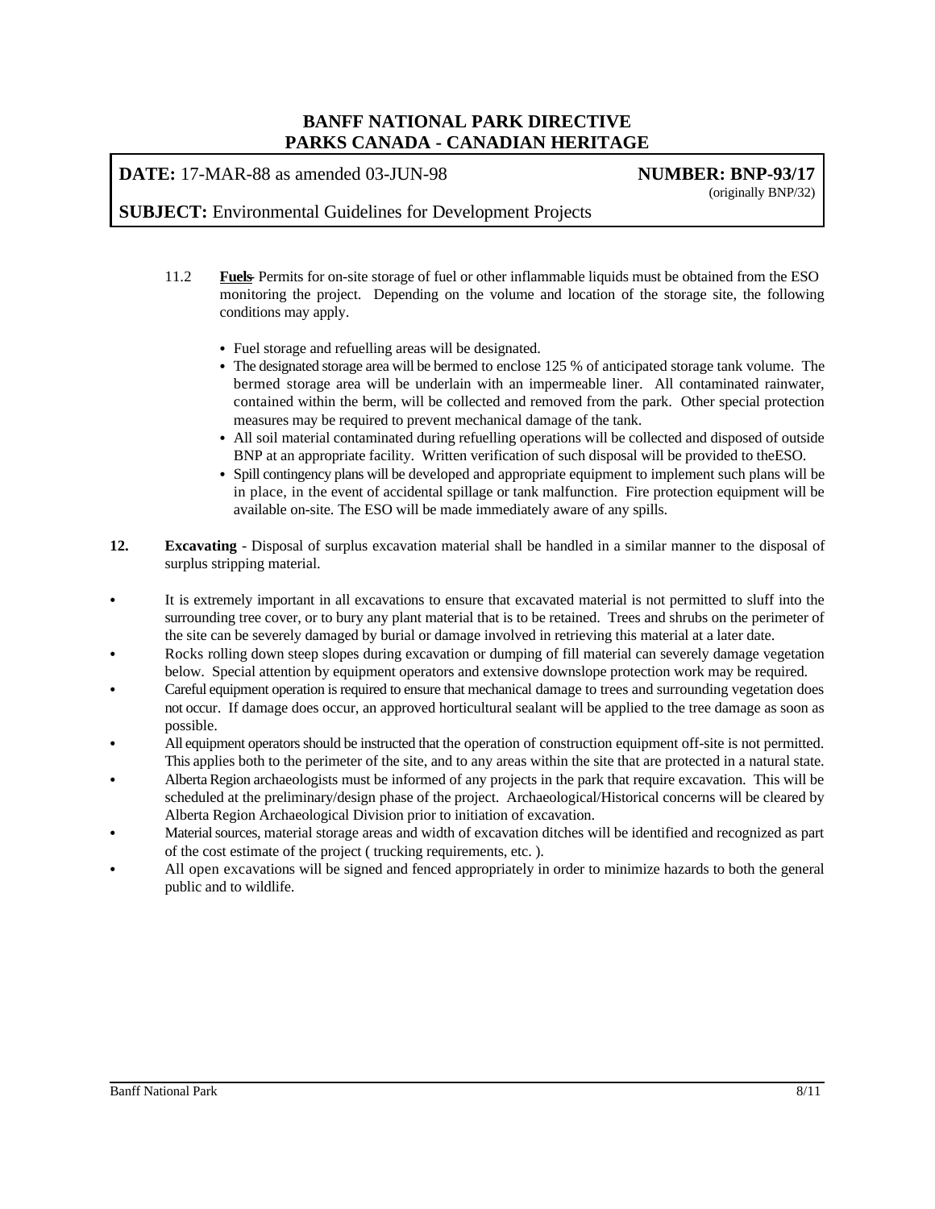11.2 **Fuels** Permits for on-site storage of fuel or other inflammable liquids must be obtained from the ESO monitoring the project. Depending on the volume and location of the storage site, the following conditions may apply.

- Fuel storage and refuelling areas will be designated.
- The designated storage area will be bermed to enclose 125 % of anticipated storage tank volume. The bermed storage area will be underlain with an impermeable liner. All contaminated rainwater, contained within the berm, will be collected and removed from the park. Other special protection measures may be required to prevent mechanical damage of the tank.
- All soil material contaminated during refuelling operations will be collected and disposed of outside BNP at an appropriate facility. Written verification of such disposal will be provided to theESO.
- Spill contingency plans will be developed and appropriate equipment to implement such plans will be in place, in the event of accidental spillage or tank malfunction. Fire protection equipment will be available on-site. The ESO will be made immediately aware of any spills.

**12. Excavating** - Disposal of surplus excavation material shall be handled in a similar manner to the disposal of surplus stripping material.

- It is extremely important in all excavations to ensure that excavated material is not permitted to sluff into the surrounding tree cover, or to bury any plant material that is to be retained. Trees and shrubs on the perimeter of the site can be severely damaged by burial or damage involved in retrieving this material at a later date.
- Rocks rolling down steep slopes during excavation or dumping of fill material can severely damage vegetation below. Special attention by equipment operators and extensive downslope protection work may be required.
- Careful equipment operation is required to ensure that mechanical damage to trees and surrounding vegetation does not occur. If damage does occur, an approved horticultural sealant will be applied to the tree damage as soon as possible.
- All equipment operators should be instructed that the operation of construction equipment off-site is not permitted. This applies both to the perimeter of the site, and to any areas within the site that are protected in a natural state.
- Alberta Region archaeologists must be informed of any projects in the park that require excavation. This will be scheduled at the preliminary/design phase of the project. Archaeological/Historical concerns will be cleared by Alberta Region Archaeological Division prior to initiation of excavation.
- Material sources, material storage areas and width of excavation ditches will be identified and recognized as part of the cost estimate of the project ( trucking requirements, etc. ).
- All open excavations will be signed and fenced appropriately in order to minimize hazards to both the general public and to wildlife.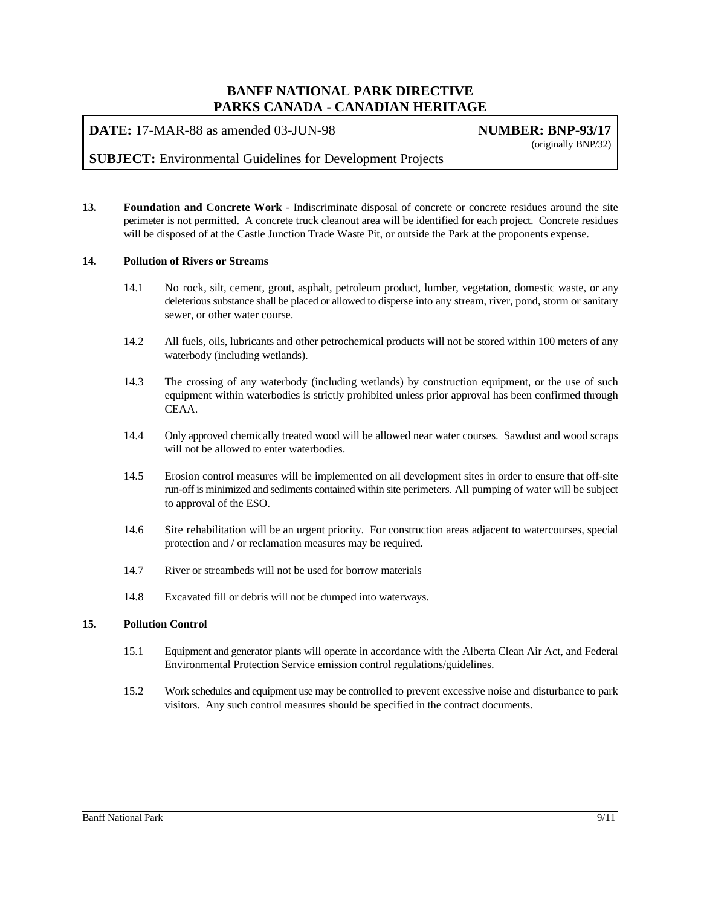**13. Foundation and Concrete Work** - Indiscriminate disposal of concrete or concrete residues around the site perimeter is not permitted. A concrete truck cleanout area will be identified for each project. Concrete residues will be disposed of at the Castle Junction Trade Waste Pit, or outside the Park at the proponents expense.

**14. Pollution of Rivers or Streams**

14.1 No rock, silt, cement, grout, asphalt, petroleum product, lumber, vegetation, domestic waste, or any deleterious substance shall be placed or allowed to disperse into any stream, river, pond, storm or sanitary sewer, or other water course.

14.2 All fuels, oils, lubricants and other petrochemical products will not be stored within 100 meters of any waterbody (including wetlands).

14.3 The crossing of any waterbody (including wetlands) by construction equipment, or the use of such equipment within waterbodies is strictly prohibited unless prior approval has been confirmed through CEAA.

14.4 Only approved chemically treated wood will be allowed near water courses. Sawdust and wood scraps will not be allowed to enter waterbodies.

14.5 Erosion control measures will be implemented on all development sites in order to ensure that off-site run-off is minimized and sediments contained within site perimeters. All pumping of water will be subject to approval of the ESO.

14.6 Site rehabilitation will be an urgent priority. For construction areas adjacent to watercourses, special protection and / or reclamation measures may be required.

14.7 River or streambeds will not be used for borrow materials

14.8 Excavated fill or debris will not be dumped into waterways.

**15. Pollution Control**

15.1 Equipment and generator plants will operate in accordance with the Alberta Clean Air Act, and Federal Environmental Protection Service emission control regulations/guidelines.

15.2 Work schedules and equipment use may be controlled to prevent excessive noise and disturbance to park visitors. Any such control measures should be specified in the contract documents.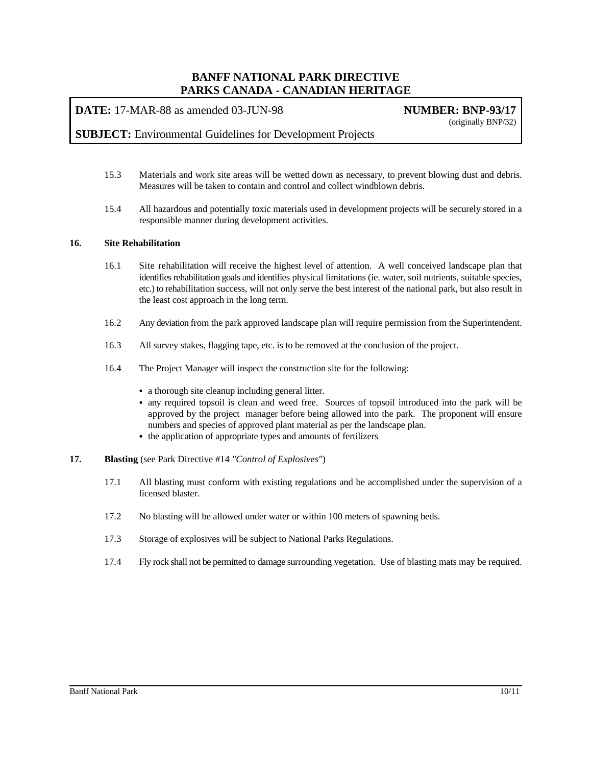15.3 Materials and work site areas will be wetted down as necessary, to prevent blowing dust and debris. Measures will be taken to contain and control and collect windblown debris.

15.4 All hazardous and potentially toxic materials used in development projects will be securely stored in a responsible manner during development activities.

**16. Site Rehabilitation**

16.1 Site rehabilitation will receive the highest level of attention. A well conceived landscape plan that identifies rehabilitation goals and identifies physical limitations (ie. water, soil nutrients, suitable species, etc.) to rehabilitation success, will not only serve the best interest of the national park, but also result in the least cost approach in the long term.

16.2 Any deviation from the park approved landscape plan will require permission from the Superintendent.

16.3 All survey stakes, flagging tape, etc. is to be removed at the conclusion of the project.

16.4 The Project Manager will inspect the construction site for the following:

- a thorough site cleanup including general litter.
- any required topsoil is clean and weed free. Sources of topsoil introduced into the park will be approved by the project manager before being allowed into the park. The proponent will ensure numbers and species of approved plant material as per the landscape plan.
- the application of appropriate types and amounts of fertilizers

**17. Blasting** (see Park Directive #14 *"Control of Explosives"*)

17.1 All blasting must conform with existing regulations and be accomplished under the supervision of a licensed blaster.

17.2 No blasting will be allowed under water or within 100 meters of spawning beds.

17.3 Storage of explosives will be subject to National Parks Regulations.

17.4 Fly rock shall not be permitted to damage surrounding vegetation. Use of blasting mats may be required.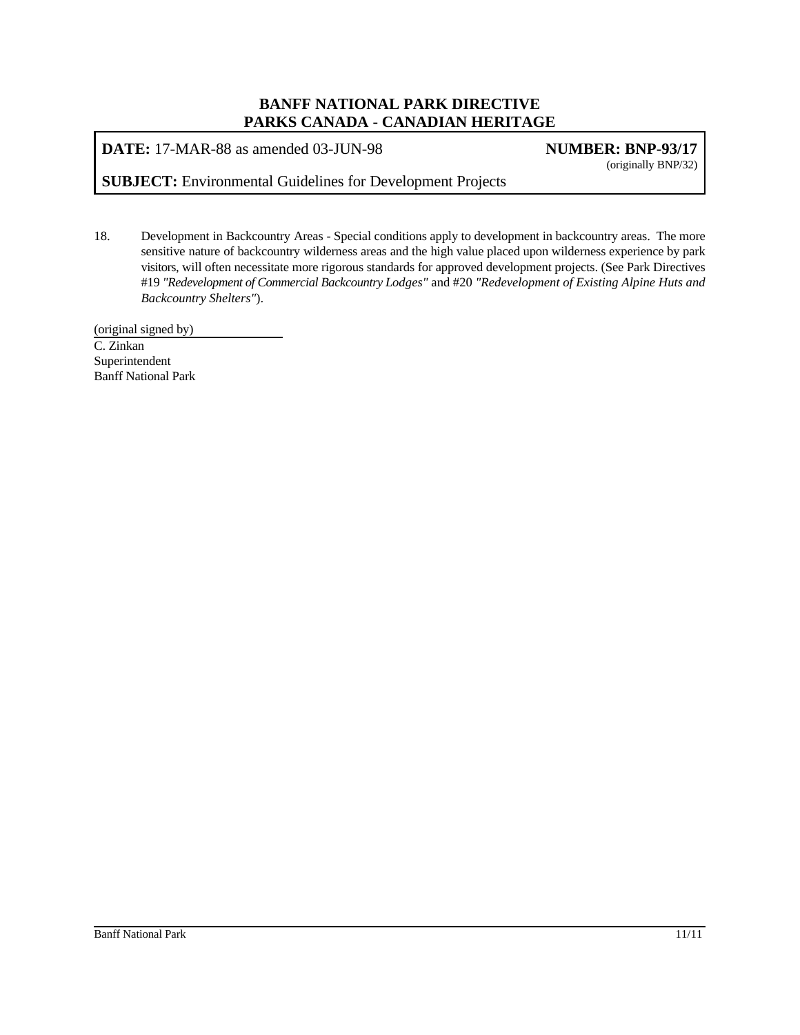**BANFF NATIONAL PARK DIRECTIVE**
**PARKS CANADA - CANADIAN HERITAGE**

**DATE:** 17-MAR-88 as amended 03-JUN-98 **NUMBER: BNP-93/17**
(originally BNP/32)

**SUBJECT:** Environmental Guidelines for Development Projects

18. Development in Backcountry Areas - Special conditions apply to development in backcountry areas. The more sensitive nature of backcountry wilderness areas and the high value placed upon wilderness experience by park visitors, will often necessitate more rigorous standards for approved development projects. (See Park Directives #19 *"Redevelopment of Commercial Backcountry Lodges"* and #20 *"Redevelopment of Existing Alpine Huts and Backcountry Shelters"*).

(original signed by)
C. Zinkan
Superintendent
Banff National Park